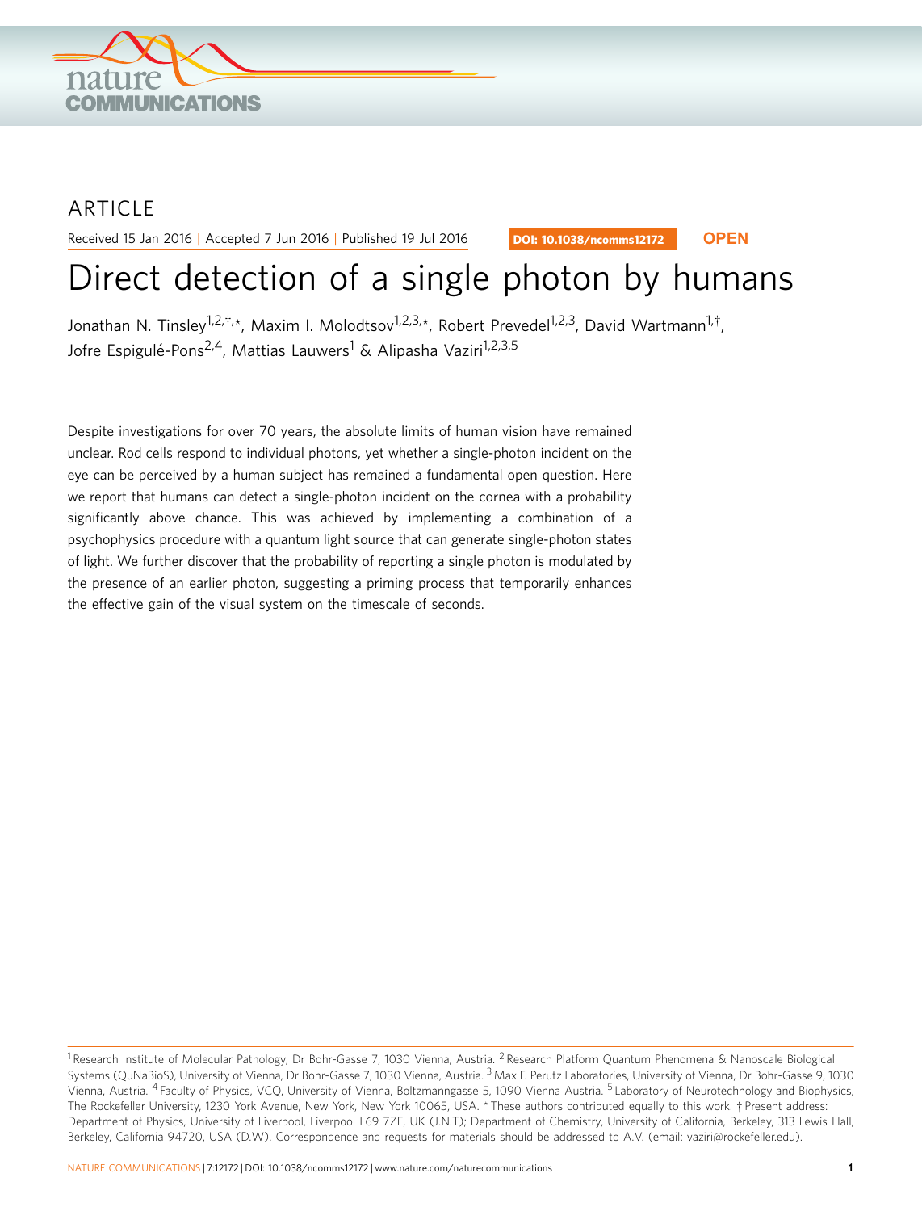ARTICLE

Received 15 Jan 2016 | Accepted 7 Jun 2016 | Published 19 Jul 2016

DOI: 10.1038/ncomms12172 **OPEN**

# Direct detection of a single photon by humans

Jonathan N. Tinsley[1,2,†,*], Maxim I. Molodtsov[1,2,3,*], Robert Prevedel[1,2,3], David Wartmann[1,†], Jofre Espigulé-Pons[2,4], Mattias Lauwers[1] & Alipasha Vaziri[1,2,3,5]

Despite investigations for over 70 years, the absolute limits of human vision have remained unclear. Rod cells respond to individual photons, yet whether a single-photon incident on the eye can be perceived by a human subject has remained a fundamental open question. Here we report that humans can detect a single-photon incident on the cornea with a probability significantly above chance. This was achieved by implementing a combination of a psychophysics procedure with a quantum light source that can generate single-photon states of light. We further discover that the probability of reporting a single photon is modulated by the presence of an earlier photon, suggesting a priming process that temporarily enhances the effective gain of the visual system on the timescale of seconds.

[1] Research Institute of Molecular Pathology, Dr Bohr-Gasse 7, 1030 Vienna, Austria. [2] Research Platform Quantum Phenomena & Nanoscale Biological Systems (QuNaBioS), University of Vienna, Dr Bohr-Gasse 7, 1030 Vienna, Austria. [3] Max F. Perutz Laboratories, University of Vienna, Dr Bohr-Gasse 9, 1030 Vienna, Austria. [4] Faculty of Physics, VCQ, University of Vienna, Boltzmanngasse 5, 1090 Vienna Austria. [5] Laboratory of Neurotechnology and Biophysics, The Rockefeller University, 1230 York Avenue, New York, New York 10065, USA. * These authors contributed equally to this work. † Present address: Department of Physics, University of Liverpool, Liverpool L69 7ZE, UK (J.N.T); Department of Chemistry, University of California, Berkeley, 313 Lewis Hall, Berkeley, California 94720, USA (D.W). Correspondence and requests for materials should be addressed to A.V. (email: vaziri@rockefeller.edu).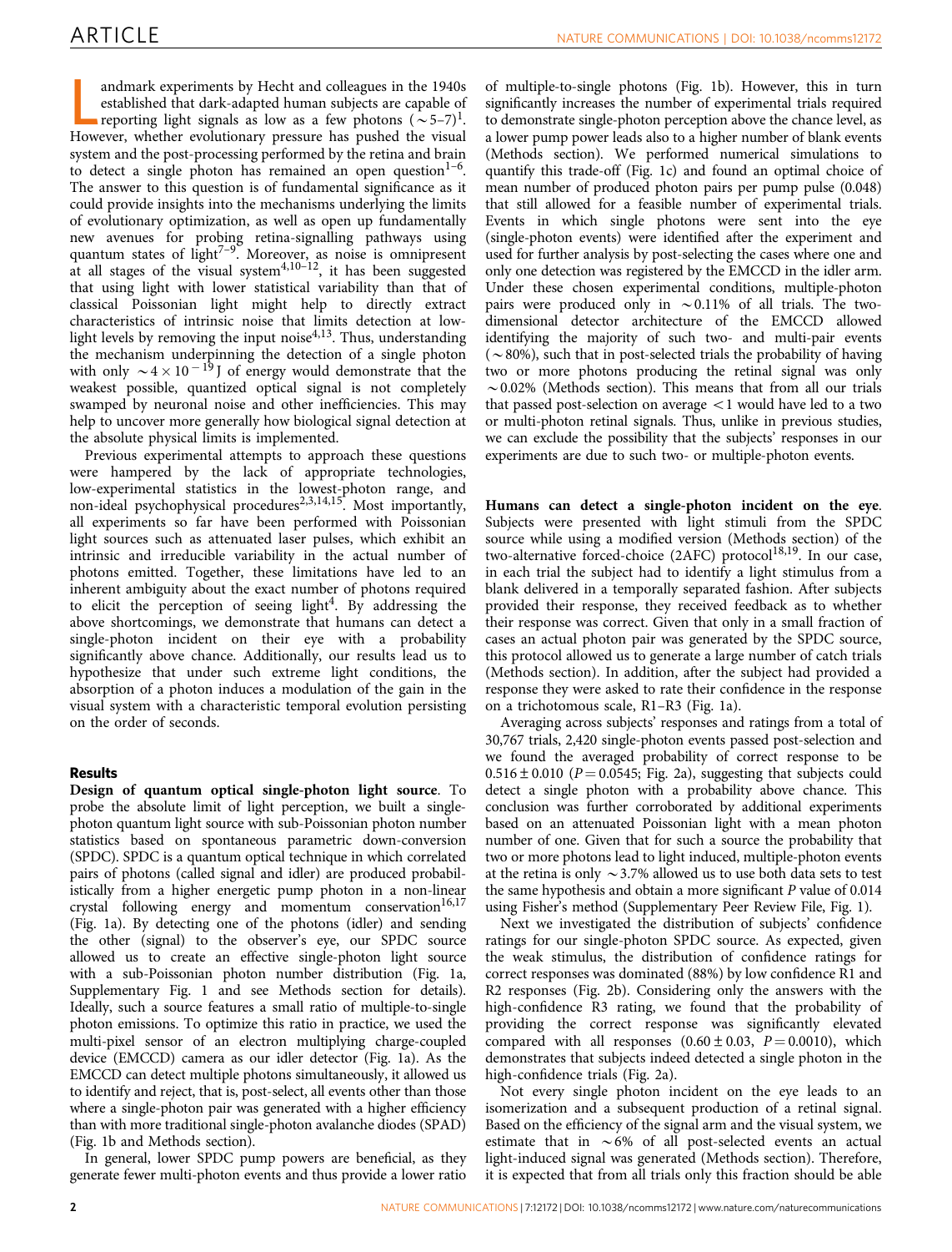Landmark experiments by Hecht and colleagues in the 1940s established that dark-adapted human subjects are capable of reporting light signals as low as a few photons (~5–7)[1]. However, whether evolutionary pressure has pushed the visual system and the post-processing performed by the retina and brain to detect a single photon has remained an open question[1–6]. The answer to this question is of fundamental significance as it could provide insights into the mechanisms underlying the limits of evolutionary optimization, as well as open up fundamentally new avenues for probing retina-signalling pathways using quantum states of light[7–9]. Moreover, as noise is omnipresent at all stages of the visual system[4,10–12], it has been suggested that using light with lower statistical variability than that of classical Poissonian light might help to directly extract characteristics of intrinsic noise that limits detection at low-light levels by removing the input noise[4,13]. Thus, understanding the mechanism underpinning the detection of a single photon with only $\sim 4 \times 10^{-19}$ J of energy would demonstrate that the weakest possible, quantized optical signal is not completely swamped by neuronal noise and other inefficiencies. This may help to uncover more generally how biological signal detection at the absolute physical limits is implemented.

Previous experimental attempts to approach these questions were hampered by the lack of appropriate technologies, low-experimental statistics in the lowest-photon range, and non-ideal psychophysical procedures[2,3,14,15]. Most importantly, all experiments so far have been performed with Poissonian light sources such as attenuated laser pulses, which exhibit an intrinsic and irreducible variability in the actual number of photons emitted. Together, these limitations have led to an inherent ambiguity about the exact number of photons required to elicit the perception of seeing light[4]. By addressing the above shortcomings, we demonstrate that humans can detect a single-photon incident on their eye with a probability significantly above chance. Additionally, our results lead us to hypothesize that under such extreme light conditions, the absorption of a photon induces a modulation of the gain in the visual system with a characteristic temporal evolution persisting on the order of seconds.

## Results

**Design of quantum optical single-photon light source**. To probe the absolute limit of light perception, we built a single-photon quantum light source with sub-Poissonian photon number statistics based on spontaneous parametric down-conversion (SPDC). SPDC is a quantum optical technique in which correlated pairs of photons (called signal and idler) are produced probabilistically from a higher energetic pump photon in a non-linear crystal following energy and momentum conservation[16,17] (Fig. 1a). By detecting one of the photons (idler) and sending the other (signal) to the observer's eye, our SPDC source allowed us to create an effective single-photon light source with a sub-Poissonian photon number distribution (Fig. 1a, Supplementary Fig. 1 and see Methods section for details). Ideally, such a source features a small ratio of multiple-to-single photon emissions. To optimize this ratio in practice, we used the multi-pixel sensor of an electron multiplying charge-coupled device (EMCCD) camera as our idler detector (Fig. 1a). As the EMCCD can detect multiple photons simultaneously, it allowed us to identify and reject, that is, post-select, all events other than those where a single-photon pair was generated with a higher efficiency than with more traditional single-photon avalanche diodes (SPAD) (Fig. 1b and Methods section).

In general, lower SPDC pump powers are beneficial, as they generate fewer multi-photon events and thus provide a lower ratio of multiple-to-single photons (Fig. 1b). However, this in turn significantly increases the number of experimental trials required to demonstrate single-photon perception above the chance level, as a lower pump power leads also to a higher number of blank events (Methods section). We performed numerical simulations to quantify this trade-off (Fig. 1c) and found an optimal choice of mean number of produced photon pairs per pump pulse (0.048) that still allowed for a feasible number of experimental trials. Events in which single photons were sent into the eye (single-photon events) were identified after the experiment and used for further analysis by post-selecting the cases where one and only one detection was registered by the EMCCD in the idler arm. Under these chosen experimental conditions, multiple-photon pairs were produced only in ~0.11% of all trials. The two-dimensional detector architecture of the EMCCD allowed identifying the majority of such two- and multi-pair events (~80%), such that in post-selected trials the probability of having two or more photons producing the retinal signal was only ~0.02% (Methods section). This means that from all our trials that passed post-selection on average <1 would have led to a two or multi-photon retinal signals. Thus, unlike in previous studies, we can exclude the possibility that the subjects' responses in our experiments are due to such two- or multiple-photon events.

**Humans can detect a single-photon incident on the eye**. Subjects were presented with light stimuli from the SPDC source while using a modified version (Methods section) of the two-alternative forced-choice (2AFC) protocol[18,19]. In our case, in each trial the subject had to identify a light stimulus from a blank delivered in a temporally separated fashion. After subjects provided their response, they received feedback as to whether their response was correct. Given that only in a small fraction of cases an actual photon pair was generated by the SPDC source, this protocol allowed us to generate a large number of catch trials (Methods section). In addition, after the subject had provided a response they were asked to rate their confidence in the response on a trichotomous scale, R1–R3 (Fig. 1a).

Averaging across subjects' responses and ratings from a total of 30,767 trials, 2,420 single-photon events passed post-selection and we found the averaged probability of correct response to be $0.516 \pm 0.010$ ($P = 0.0545$; Fig. 2a), suggesting that subjects could detect a single photon with a probability above chance. This conclusion was further corroborated by additional experiments based on an attenuated Poissonian light with a mean photon number of one. Given that for such a source the probability that two or more photons lead to light induced, multiple-photon events at the retina is only ~3.7% allowed us to use both data sets to test the same hypothesis and obtain a more significant $P$ value of 0.014 using Fisher's method (Supplementary Peer Review File, Fig. 1).

Next we investigated the distribution of subjects' confidence ratings for our single-photon SPDC source. As expected, given the weak stimulus, the distribution of confidence ratings for correct responses was dominated (88%) by low confidence R1 and R2 responses (Fig. 2b). Considering only the answers with the high-confidence R3 rating, we found that the probability of providing the correct response was significantly elevated compared with all responses ($0.60 \pm 0.03$, $P = 0.0010$), which demonstrates that subjects indeed detected a single photon in the high-confidence trials (Fig. 2a).

Not every single photon incident on the eye leads to an isomerization and a subsequent production of a retinal signal. Based on the efficiency of the signal arm and the visual system, we estimate that in ~6% of all post-selected events an actual light-induced signal was generated (Methods section). Therefore, it is expected that from all trials only this fraction should be able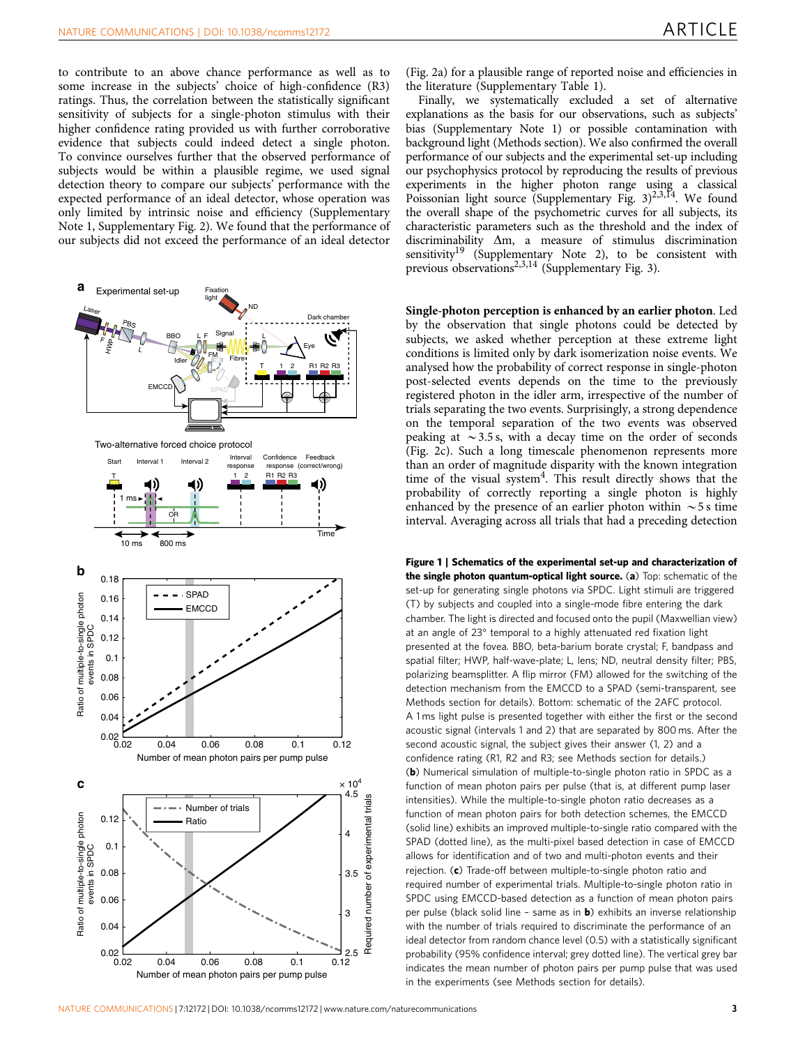to contribute to an above chance performance as well as to some increase in the subjects' choice of high-confidence (R3) ratings. Thus, the correlation between the statistically significant sensitivity of subjects for a single-photon stimulus with their higher confidence rating provided us with further corroborative evidence that subjects could indeed detect a single photon. To convince ourselves further that the observed performance of subjects would be within a plausible regime, we used signal detection theory to compare our subjects' performance with the expected performance of an ideal detector, whose operation was only limited by intrinsic noise and efficiency (Supplementary Note 1, Supplementary Fig. 2). We found that the performance of our subjects did not exceed the performance of an ideal detector (Fig. 2a) for a plausible range of reported noise and efficiencies in the literature (Supplementary Table 1).

Finally, we systematically excluded a set of alternative explanations as the basis for our observations, such as subjects' bias (Supplementary Note 1) or possible contamination with background light (Methods section). We also confirmed the overall performance of our subjects and the experimental set-up including our psychophysics protocol by reproducing the results of previous experiments in the higher photon range using a classical Poissonian light source (Supplementary Fig. 3)[2,3,14]. We found the overall shape of the psychometric curves for all subjects, its characteristic parameters such as the threshold and the index of discriminability $\Delta m$, a measure of stimulus discrimination sensitivity[19] (Supplementary Note 2), to be consistent with previous observations[2,3,14] (Supplementary Fig. 3).

**Single-photon perception is enhanced by an earlier photon**. Led by the observation that single photons could be detected by subjects, we asked whether perception at these extreme light conditions is limited only by dark isomerization noise events. We analysed how the probability of correct response in single-photon post-selected events depends on the time to the previously registered photon in the idler arm, irrespective of the number of trials separating the two events. Surprisingly, a strong dependence on the temporal separation of the two events was observed peaking at $\sim$3.5 s, with a decay time on the order of seconds (Fig. 2c). Such a long timescale phenomenon represents more than an order of magnitude disparity with the known integration time of the visual system[4]. This result directly shows that the probability of correctly reporting a single photon is highly enhanced by the presence of an earlier photon within $\sim$5 s time interval. Averaging across all trials that had a preceding detection

**Figure 1 | Schematics of the experimental set-up and characterization of the single photon quantum-optical light source.** (**a**) Top: schematic of the set-up for generating single photons via SPDC. Light stimuli are triggered (T) by subjects and coupled into a single-mode fibre entering the dark chamber. The light is directed and focused onto the pupil (Maxwellian view) at an angle of 23° temporal to a highly attenuated red fixation light presented at the fovea. BBO, beta-barium borate crystal; F, bandpass and spatial filter; HWP, half-wave-plate; L, lens; ND, neutral density filter; PBS, polarizing beamsplitter. A flip mirror (FM) allowed for the switching of the detection mechanism from the EMCCD to a SPAD (semi-transparent, see Methods section for details). Bottom: schematic of the 2AFC protocol. A 1 ms light pulse is presented together with either the first or the second acoustic signal (intervals 1 and 2) that are separated by 800 ms. After the second acoustic signal, the subject gives their answer (1, 2) and a confidence rating (R1, R2 and R3; see Methods section for details.) (**b**) Numerical simulation of multiple-to-single photon ratio in SPDC as a function of mean photon pairs per pulse (that is, at different pump laser intensities). While the multiple-to-single photon ratio decreases as a function of mean photon pairs for both detection schemes, the EMCCD (solid line) exhibits an improved multiple-to-single ratio compared with the SPAD (dotted line), as the multi-pixel based detection in case of EMCCD allows for identification and of two and multi-photon events and their rejection. (**c**) Trade-off between multiple-to-single photon ratio and required number of experimental trials. Multiple-to-single photon ratio in SPDC using EMCCD-based detection as a function of mean photon pairs per pulse (black solid line – same as in **b**) exhibits an inverse relationship with the number of trials required to discriminate the performance of an ideal detector from random chance level (0.5) with a statistically significant probability (95% confidence interval; grey dotted line). The vertical grey bar indicates the mean number of photon pairs per pump pulse that was used in the experiments (see Methods section for details).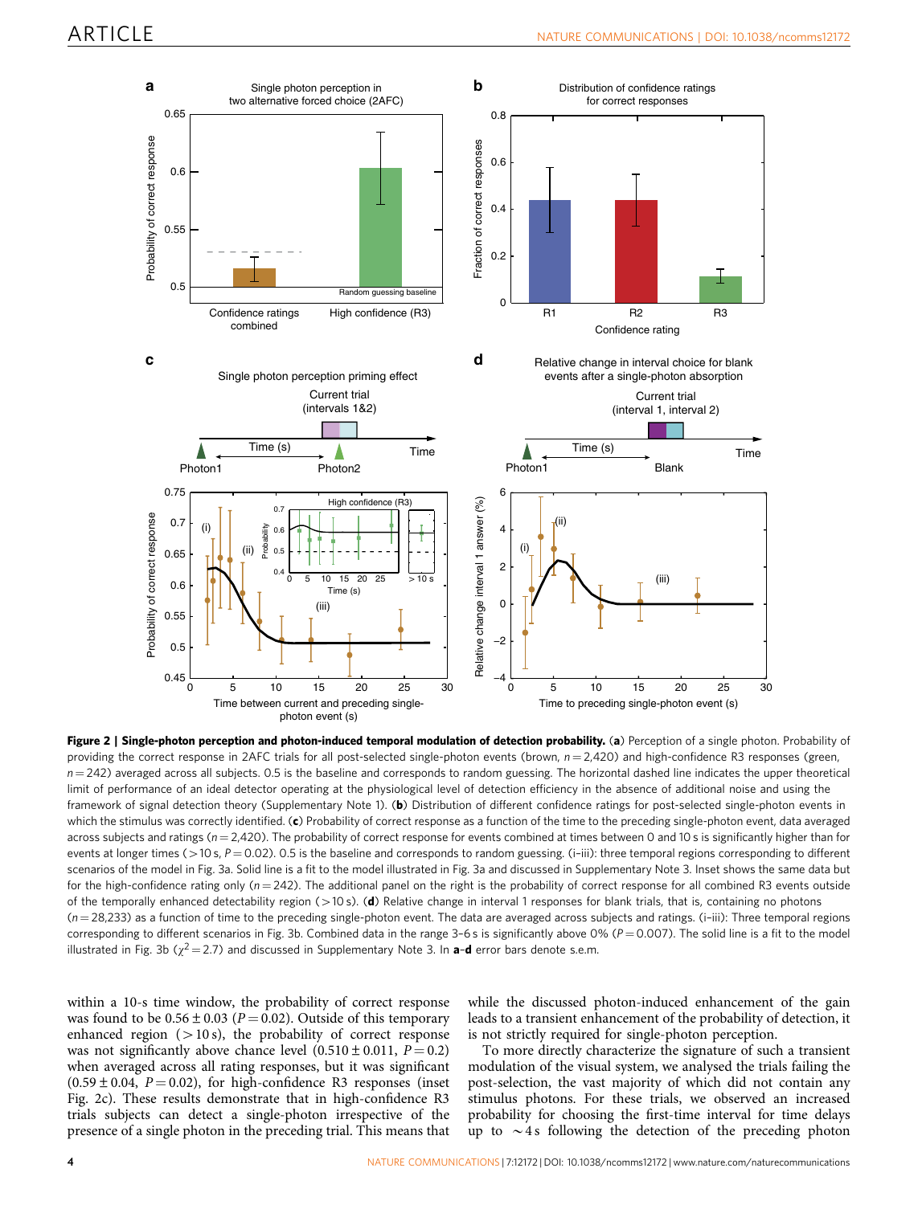**Figure 2 | Single-photon perception and photon-induced temporal modulation of detection probability.** (**a**) Perception of a single photon. Probability of providing the correct response in 2AFC trials for all post-selected single-photon events (brown, $n = 2{,}420$) and high-confidence R3 responses (green, $n = 242$) averaged across all subjects. 0.5 is the baseline and corresponds to random guessing. The horizontal dashed line indicates the upper theoretical limit of performance of an ideal detector operating at the physiological level of detection efficiency in the absence of additional noise and using the framework of signal detection theory (Supplementary Note 1). (**b**) Distribution of different confidence ratings for post-selected single-photon events in which the stimulus was correctly identified. (**c**) Probability of correct response as a function of the time to the preceding single-photon event, data averaged across subjects and ratings ($n = 2{,}420$). The probability of correct response for events combined at times between 0 and 10 s is significantly higher than for events at longer times (>10 s, $P = 0.02$). 0.5 is the baseline and corresponds to random guessing. (i–iii): three temporal regions corresponding to different scenarios of the model in Fig. 3a. Solid line is a fit to the model illustrated in Fig. 3a and discussed in Supplementary Note 3. Inset shows the same data but for the high-confidence rating only ($n = 242$). The additional panel on the right is the probability of correct response for combined R3 events outside of the temporally enhanced detectability region (>10 s). (**d**) Relative change in interval 1 responses for blank trials, that is, containing no photons ($n = 28{,}233$) as a function of time to the preceding single-photon event. The data are averaged across subjects and ratings. (i–iii): Three temporal regions corresponding to different scenarios in Fig. 3b. Combined data in the range 3–6 s is significantly above 0% ($P = 0.007$). The solid line is a fit to the model illustrated in Fig. 3b ($\chi^2 = 2.7$) and discussed in Supplementary Note 3. In **a**–**d** error bars denote s.e.m.

within a 10-s time window, the probability of correct response was found to be $0.56 \pm 0.03$ ($P = 0.02$). Outside of this temporary enhanced region (>10 s), the probability of correct response was not significantly above chance level ($0.510 \pm 0.011$, $P = 0.2$) when averaged across all rating responses, but it was significant ($0.59 \pm 0.04$, $P = 0.02$), for high-confidence R3 responses (inset Fig. 2c). These results demonstrate that in high-confidence R3 trials subjects can detect a single-photon irrespective of the presence of a single photon in the preceding trial. This means that while the discussed photon-induced enhancement of the gain leads to a transient enhancement of the probability of detection, it is not strictly required for single-photon perception.

To more directly characterize the signature of such a transient modulation of the visual system, we analysed the trials failing the post-selection, the vast majority of which did not contain any stimulus photons. For these trials, we observed an increased probability for choosing the first-time interval for time delays up to ~4 s following the detection of the preceding photon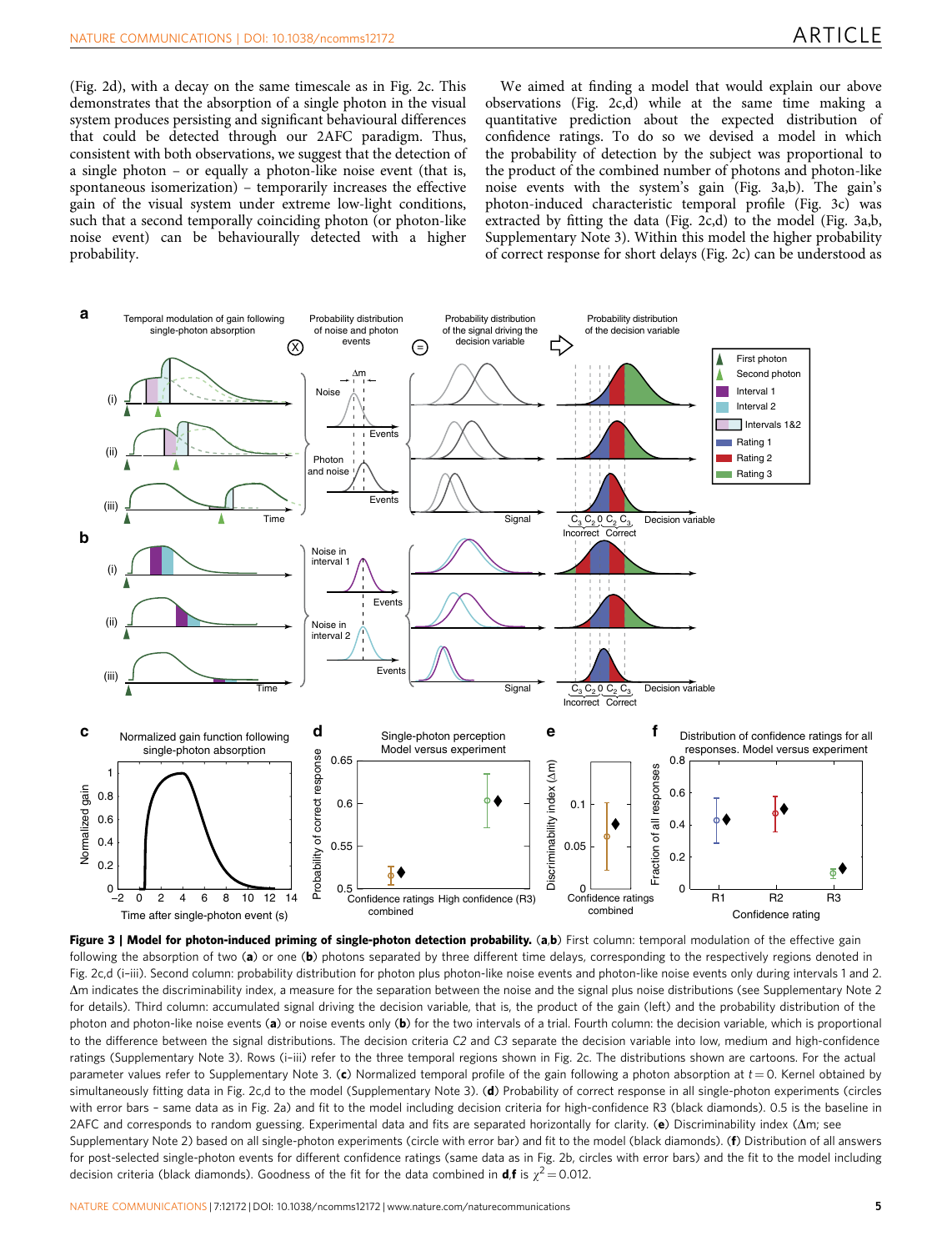(Fig. 2d), with a decay on the same timescale as in Fig. 2c. This demonstrates that the absorption of a single photon in the visual system produces persisting and significant behavioural differences that could be detected through our 2AFC paradigm. Thus, consistent with both observations, we suggest that the detection of a single photon – or equally a photon-like noise event (that is, spontaneous isomerization) – temporarily increases the effective gain of the visual system under extreme low-light conditions, such that a second temporally coinciding photon (or photon-like noise event) can be behaviourally detected with a higher probability.

We aimed at finding a model that would explain our above observations (Fig. 2c,d) while at the same time making a quantitative prediction about the expected distribution of confidence ratings. To do so we devised a model in which the probability of detection by the subject was proportional to the product of the combined number of photons and photon-like noise events with the system's gain (Fig. 3a,b). The gain's photon-induced characteristic temporal profile (Fig. 3c) was extracted by fitting the data (Fig. 2c,d) to the model (Fig. 3a,b, Supplementary Note 3). Within this model the higher probability of correct response for short delays (Fig. 2c) can be understood as

**Figure 3 | Model for photon-induced priming of single-photon detection probability.** (**a**,**b**) First column: temporal modulation of the effective gain following the absorption of two (**a**) or one (**b**) photons separated by three different time delays, corresponding to the respectively regions denoted in Fig. 2c,d (i–iii). Second column: probability distribution for photon plus photon-like noise events and photon-like noise events only during intervals 1 and 2. Δm indicates the discriminability index, a measure for the separation between the noise and the signal plus noise distributions (see Supplementary Note 2 for details). Third column: accumulated signal driving the decision variable, that is, the product of the gain (left) and the probability distribution of the photon and photon-like noise events (**a**) or noise events only (**b**) for the two intervals of a trial. Fourth column: the decision variable, which is proportional to the difference between the signal distributions. The decision criteria *C2* and *C3* separate the decision variable into low, medium and high-confidence ratings (Supplementary Note 3). Rows (i–iii) refer to the three temporal regions shown in Fig. 2c. The distributions shown are cartoons. For the actual parameter values refer to Supplementary Note 3. (**c**) Normalized temporal profile of the gain following a photon absorption at $t = 0$. Kernel obtained by simultaneously fitting data in Fig. 2c,d to the model (Supplementary Note 3). (**d**) Probability of correct response in all single-photon experiments (circles with error bars – same data as in Fig. 2a) and fit to the model including decision criteria for high-confidence R3 (black diamonds). 0.5 is the baseline in 2AFC and corresponds to random guessing. Experimental data and fits are separated horizontally for clarity. (**e**) Discriminability index (Δm; see Supplementary Note 2) based on all single-photon experiments (circle with error bar) and fit to the model (black diamonds). (**f**) Distribution of all answers for post-selected single-photon events for different confidence ratings (same data as in Fig. 2b, circles with error bars) and the fit to the model including decision criteria (black diamonds). Goodness of the fit for the data combined in **d**,**f** is $\chi^2 = 0.012$.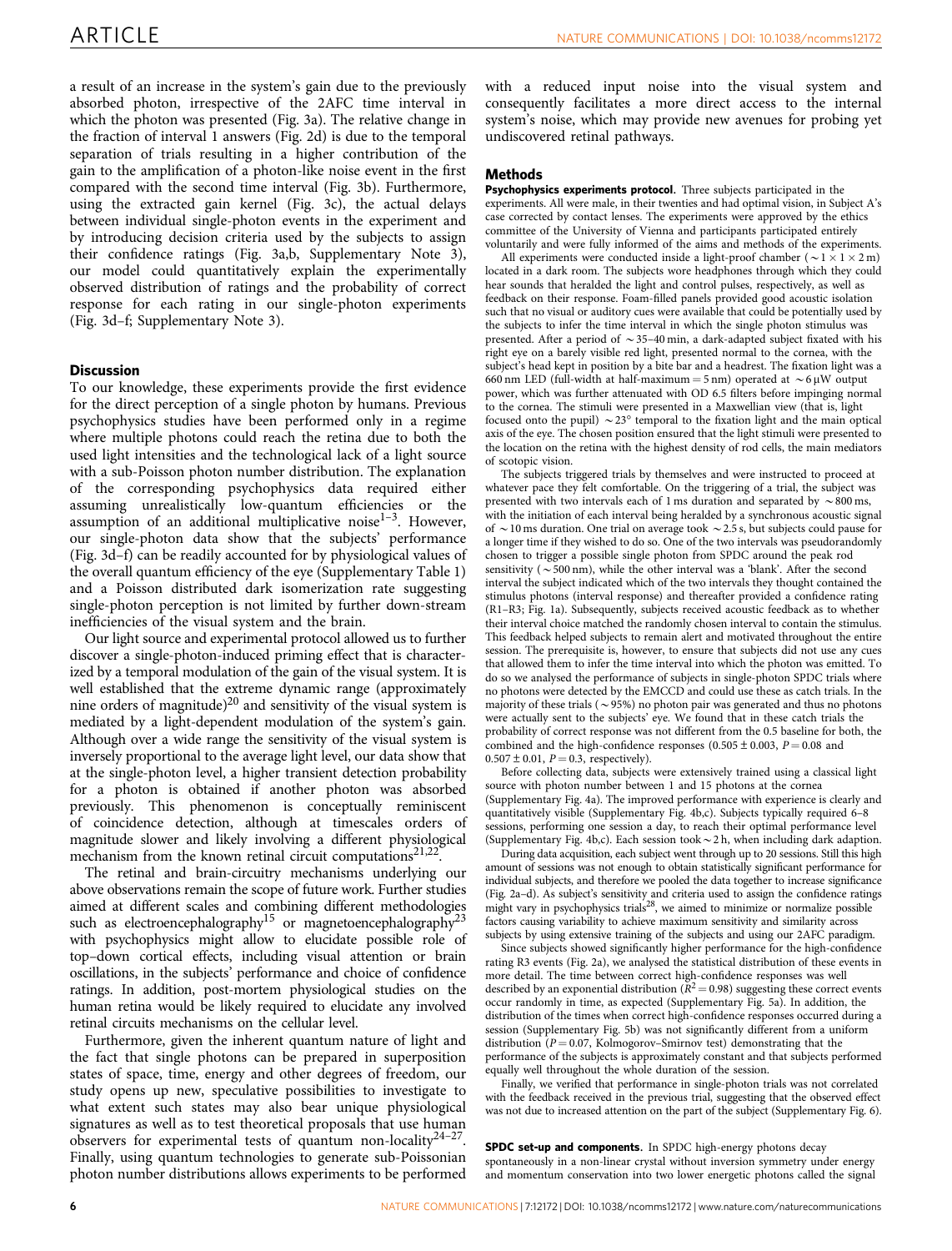a result of an increase in the system's gain due to the previously absorbed photon, irrespective of the 2AFC time interval in which the photon was presented (Fig. 3a). The relative change in the fraction of interval 1 answers (Fig. 2d) is due to the temporal separation of trials resulting in a higher contribution of the gain to the amplification of a photon-like noise event in the first compared with the second time interval (Fig. 3b). Furthermore, using the extracted gain kernel (Fig. 3c), the actual delays between individual single-photon events in the experiment and by introducing decision criteria used by the subjects to assign their confidence ratings (Fig. 3a,b, Supplementary Note 3), our model could quantitatively explain the experimentally observed distribution of ratings and the probability of correct response for each rating in our single-photon experiments (Fig. 3d–f; Supplementary Note 3).

## Discussion

To our knowledge, these experiments provide the first evidence for the direct perception of a single photon by humans. Previous psychophysics studies have been performed only in a regime where multiple photons could reach the retina due to both the used light intensities and the technological lack of a light source with a sub-Poisson photon number distribution. The explanation of the corresponding psychophysics data required either assuming unrealistically low-quantum efficiencies or the assumption of an additional multiplicative noise[1–3]. However, our single-photon data show that the subjects' performance (Fig. 3d–f) can be readily accounted for by physiological values of the overall quantum efficiency of the eye (Supplementary Table 1) and a Poisson distributed dark isomerization rate suggesting single-photon perception is not limited by further down-stream inefficiencies of the visual system and the brain.

Our light source and experimental protocol allowed us to further discover a single-photon-induced priming effect that is characterized by a temporal modulation of the gain of the visual system. It is well established that the extreme dynamic range (approximately nine orders of magnitude)[20] and sensitivity of the visual system is mediated by a light-dependent modulation of the system's gain. Although over a wide range the sensitivity of the visual system is inversely proportional to the average light level, our data show that at the single-photon level, a higher transient detection probability for a photon is obtained if another photon was absorbed previously. This phenomenon is conceptually reminiscent of coincidence detection, although at timescales orders of magnitude slower and likely involving a different physiological mechanism from the known retinal circuit computations[21,22].

The retinal and brain-circuitry mechanisms underlying our above observations remain the scope of future work. Further studies aimed at different scales and combining different methodologies such as electroencephalography[15] or magnetoencephalography[23] with psychophysics might allow to elucidate possible role of top–down cortical effects, including visual attention or brain oscillations, in the subjects' performance and choice of confidence ratings. In addition, post-mortem physiological studies on the human retina would be likely required to elucidate any involved retinal circuits mechanisms on the cellular level.

Furthermore, given the inherent quantum nature of light and the fact that single photons can be prepared in superposition states of space, time, energy and other degrees of freedom, our study opens up new, speculative possibilities to investigate to what extent such states may also bear unique physiological signatures as well as to test theoretical proposals that use human observers for experimental tests of quantum non-locality[24–27]. Finally, using quantum technologies to generate sub-Poissonian photon number distributions allows experiments to be performed with a reduced input noise into the visual system and consequently facilitates a more direct access to the internal system's noise, which may provide new avenues for probing yet undiscovered retinal pathways.

## Methods

**Psychophysics experiments protocol.** Three subjects participated in the experiments. All were male, in their twenties and had optimal vision, in Subject A's case corrected by contact lenses. The experiments were approved by the ethics committee of the University of Vienna and participants participated entirely voluntarily and were fully informed of the aims and methods of the experiments.

All experiments were conducted inside a light-proof chamber ($\sim 1 \times 1 \times 2$ m) located in a dark room. The subjects wore headphones through which they could hear sounds that heralded the light and control pulses, respectively, as well as feedback on their response. Foam-filled panels provided good acoustic isolation such that no visual or auditory cues were available that could be potentially used by the subjects to infer the time interval in which the single photon stimulus was presented. After a period of $\sim$35–40 min, a dark-adapted subject fixated with his right eye on a barely visible red light, presented normal to the cornea, with the subject's head kept in position by a bite bar and a headrest. The fixation light was a 660 nm LED (full-width at half-maximum = 5 nm) operated at $\sim 6\,\mu$W output power, which was further attenuated with OD 6.5 filters before impinging normal to the cornea. The stimuli were presented in a Maxwellian view (that is, light focused onto the pupil) $\sim 23°$ temporal to the fixation light and the main optical axis of the eye. The chosen position ensured that the light stimuli were presented to the location on the retina with the highest density of rod cells, the main mediators of scotopic vision.

The subjects triggered trials by themselves and were instructed to proceed at whatever pace they felt comfortable. On the triggering of a trial, the subject was presented with two intervals each of 1 ms duration and separated by $\sim$800 ms, with the initiation of each interval being heralded by a synchronous acoustic signal of $\sim$10 ms duration. One trial on average took $\sim$2.5 s, but subjects could pause for a longer time if they wished to do so. One of the two intervals was pseudorandomly chosen to trigger a possible single photon from SPDC around the peak rod sensitivity ($\sim$500 nm), while the other interval was a 'blank'. After the second interval the subject indicated which of the two intervals they thought contained the stimulus photons (interval response) and thereafter provided a confidence rating (R1–R3; Fig. 1a). Subsequently, subjects received acoustic feedback as to whether their interval choice matched the randomly chosen interval to contain the stimulus. This feedback helped subjects to remain alert and motivated throughout the entire session. The prerequisite is, however, to ensure that subjects did not use any cues that allowed them to infer the time interval into which the photon was emitted. To do so we analysed the performance of subjects in single-photon SPDC trials where no photons were detected by the EMCCD and could use these as catch trials. In the majority of these trials ($\sim$95%) no photon pair was generated and thus no photons were actually sent to the subjects' eye. We found that in these catch trials the probability of correct response was not different from the 0.5 baseline for both, the combined and the high-confidence responses ($0.505 \pm 0.003$, $P = 0.08$ and $0.507 \pm 0.01$, $P = 0.3$, respectively).

Before collecting data, subjects were extensively trained using a classical light source with photon number between 1 and 15 photons at the cornea (Supplementary Fig. 4a). The improved performance with experience is clearly and quantitatively visible (Supplementary Fig. 4b,c). Subjects typically required 6–8 sessions, performing one session a day, to reach their optimal performance level (Supplementary Fig. 4b,c). Each session took $\sim$2 h, when including dark adaption.

During data acquisition, each subject went through up to 20 sessions. Still this high amount of sessions was not enough to obtain statistically significant performance for individual subjects, and therefore we pooled the data together to increase significance (Fig. 2a–d). As subject's sensitivity and criteria used to assign the confidence ratings might vary in psychophysics trials[28], we aimed to minimize or normalize possible factors causing variability to achieve maximum sensitivity and similarity across subjects by using extensive training of the subjects and using our 2AFC paradigm.

Since subjects showed significantly higher performance for the high-confidence rating R3 events (Fig. 2a), we analysed the statistical distribution of these events in more detail. The time between correct high-confidence responses was well described by an exponential distribution ($R^2 = 0.98$) suggesting these correct events occur randomly in time, as expected (Supplementary Fig. 5a). In addition, the distribution of the times when correct high-confidence responses occurred during a session (Supplementary Fig. 5b) was not significantly different from a uniform distribution ($P = 0.07$, Kolmogorov–Smirnov test) demonstrating that the performance of the subjects is approximately constant and that subjects performed equally well throughout the whole duration of the session.

Finally, we verified that performance in single-photon trials was not correlated with the feedback received in the previous trial, suggesting that the observed effect was not due to increased attention on the part of the subject (Supplementary Fig. 6).

**SPDC set-up and components.** In SPDC high-energy photons decay spontaneously in a non-linear crystal without inversion symmetry under energy and momentum conservation into two lower energetic photons called the signal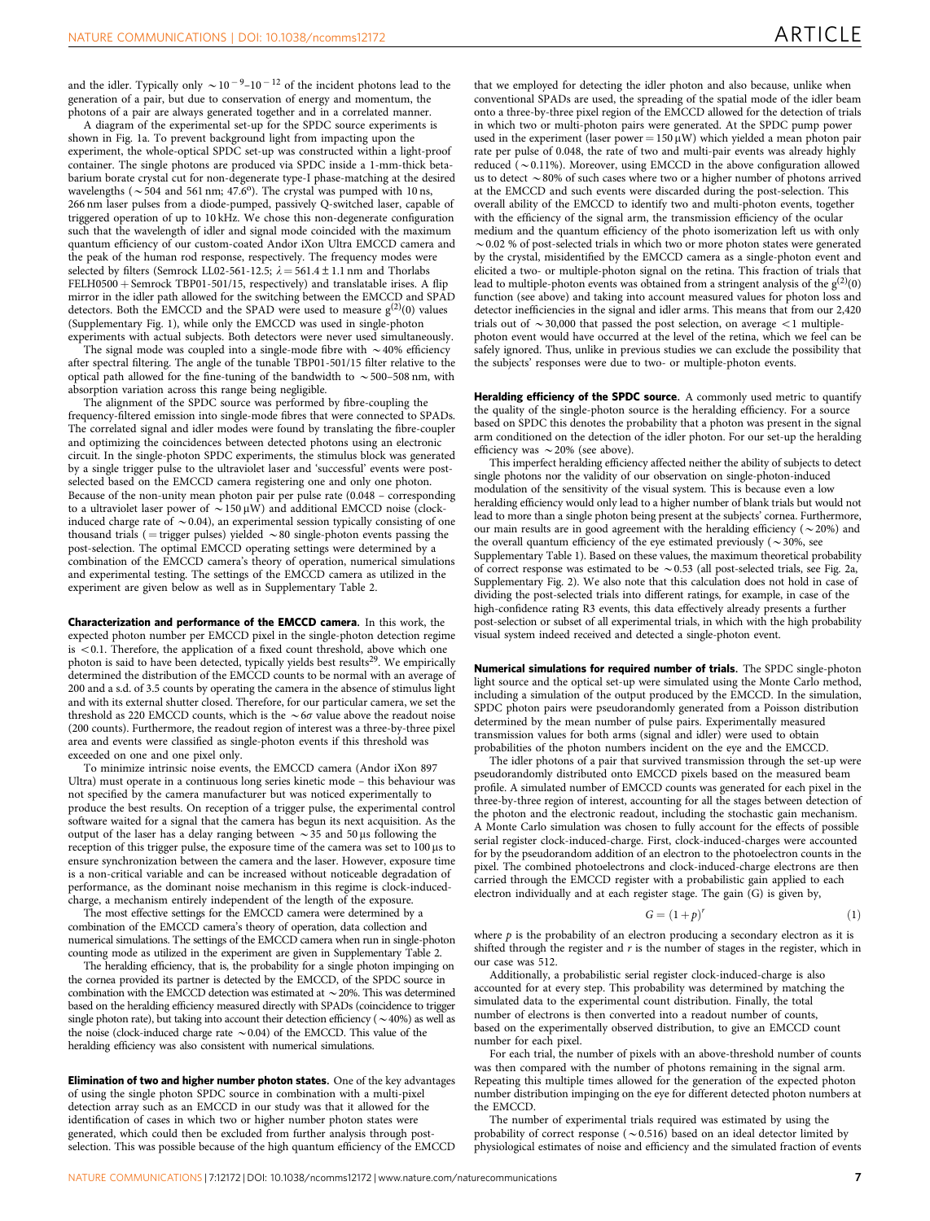and the idler. Typically only $\sim 10^{-9}$–$10^{-12}$ of the incident photons lead to the generation of a pair, but due to conservation of energy and momentum, the photons of a pair are always generated together and in a correlated manner.

A diagram of the experimental set-up for the SPDC source experiments is shown in Fig. 1a. To prevent background light from impacting upon the experiment, the whole-optical SPDC set-up was constructed within a light-proof container. The single photons are produced via SPDC inside a 1-mm-thick beta-barium borate crystal cut for non-degenerate type-I phase-matching at the desired wavelengths ($\sim$504 and 561 nm; 47.6°). The crystal was pumped with 10 ns, 266 nm laser pulses from a diode-pumped, passively Q-switched laser, capable of triggered operation of up to 10 kHz. We chose this non-degenerate configuration such that the wavelength of idler and signal mode coincided with the maximum quantum efficiency of our custom-coated Andor iXon Ultra EMCCD camera and the peak of the human rod response, respectively. The frequency modes were selected by filters (Semrock LL02-561-12.5; $\lambda = 561.4 \pm 1.1$ nm and Thorlabs FELH0500 + Semrock TBP01-501/15, respectively) and translatable irises. A flip mirror in the idler path allowed for the switching between the EMCCD and SPAD detectors. Both the EMCCD and the SPAD were used to measure $g^{(2)}(0)$ values (Supplementary Fig. 1), while only the EMCCD was used in single-photon experiments with actual subjects. Both detectors were never used simultaneously.

The signal mode was coupled into a single-mode fibre with $\sim$40% efficiency after spectral filtering. The angle of the tunable TBP01-501/15 filter relative to the optical path allowed for the fine-tuning of the bandwidth to $\sim$500–508 nm, with absorption variation across this range being negligible.

The alignment of the SPDC source was performed by fibre-coupling the frequency-filtered emission into single-mode fibres that were connected to SPADs. The correlated signal and idler modes were found by translating the fibre-coupler and optimizing the coincidences between detected photons using an electronic circuit. In the single-photon SPDC experiments, the stimulus block was generated by a single trigger pulse to the ultraviolet laser and 'successful' events were post-selected based on the EMCCD camera registering one and only one photon. Because of the non-unity mean photon pair per pulse rate (0.048 – corresponding to a ultraviolet laser power of $\sim$150 μW) and additional EMCCD noise (clock-induced charge rate of $\sim$0.04), an experimental session typically consisting of one thousand trials (= trigger pulses) yielded $\sim$80 single-photon events passing the post-selection. The optimal EMCCD operating settings were determined by a combination of the EMCCD camera's theory of operation, numerical simulations and experimental testing. The settings of the EMCCD camera as utilized in the experiment are given below as well as in Supplementary Table 2.

**Characterization and performance of the EMCCD camera.** In this work, the expected photon number per EMCCD pixel in the single-photon detection regime is $<0.1$. Therefore, the application of a fixed count threshold, above which one photon is said to have been detected, typically yields best results[29]. We empirically determined the distribution of the EMCCD counts to be normal with an average of 200 and a s.d. of 3.5 counts by operating the camera in the absence of stimulus light and with its external shutter closed. Therefore, for our particular camera, we set the threshold as 220 EMCCD counts, which is the $\sim 6\sigma$ value above the readout noise (200 counts). Furthermore, the readout region of interest was a three-by-three pixel area and events were classified as single-photon events if this threshold was exceeded on one and one pixel only.

To minimize intrinsic noise events, the EMCCD camera (Andor iXon 897 Ultra) must operate in a continuous long series kinetic mode – this behaviour was not specified by the camera manufacturer but was noticed experimentally to produce the best results. On reception of a trigger pulse, the experimental control software waited for a signal that the camera has begun its next acquisition. As the output of the laser has a delay ranging between $\sim$35 and 50 μs following the reception of this trigger pulse, the exposure time of the camera was set to 100 μs to ensure synchronization between the camera and the laser. However, exposure time is a non-critical variable and can be increased without noticeable degradation of performance, as the dominant noise mechanism in this regime is clock-induced-charge, a mechanism entirely independent of the length of the exposure.

The most effective settings for the EMCCD camera were determined by a combination of the EMCCD camera's theory of operation, data collection and numerical simulations. The settings of the EMCCD camera when run in single-photon counting mode as utilized in the experiment are given in Supplementary Table 2.

The heralding efficiency, that is, the probability for a single photon impinging on the cornea provided its partner is detected by the EMCCD, of the SPDC source in combination with the EMCCD detection was estimated at $\sim$20%. This was determined based on the heralding efficiency measured directly with SPADs (coincidence to trigger single photon rate), but taking into account their detection efficiency ($\sim$40%) as well as the noise (clock-induced charge rate $\sim$0.04) of the EMCCD. This value of the heralding efficiency was also consistent with numerical simulations.

**Elimination of two and higher number photon states.** One of the key advantages of using the single photon SPDC source in combination with a multi-pixel detection array such as an EMCCD in our study was that it allowed for the identification of cases in which two or higher number photon states were generated, which could then be excluded from further analysis through post-selection. This was possible because of the high quantum efficiency of the EMCCD that we employed for detecting the idler photon and also because, unlike when conventional SPADs are used, the spreading of the spatial mode of the idler beam onto a three-by-three pixel region of the EMCCD allowed for the detection of trials in which two or multi-photon pairs were generated. At the SPDC pump power used in the experiment (laser power = 150 μW) which yielded a mean photon pair rate per pulse of 0.048, the rate of two and multi-pair events was already highly reduced ($\sim$0.11%). Moreover, using EMCCD in the above configuration allowed us to detect $\sim$80% of such cases where two or a higher number of photons arrived at the EMCCD and such events were discarded during the post-selection. This overall ability of the EMCCD to identify two and multi-photon events, together with the efficiency of the signal arm, the transmission efficiency of the ocular medium and the quantum efficiency of the photo isomerization left us with only $\sim$0.02 % of post-selected trials in which two or more photon states were generated by the crystal, misidentified by the EMCCD camera as a single-photon event and elicited a two- or multiple-photon signal on the retina. This fraction of trials that lead to multiple-photon events was obtained from a stringent analysis of the $g^{(2)}(0)$ function (see above) and taking into account measured values for photon loss and detector inefficiencies in the signal and idler arms. This means that from our 2,420 trials out of $\sim$30,000 that passed the post selection, on average $<1$ multiple-photon event would have occurred at the level of the retina, which we feel can be safely ignored. Thus, unlike in previous studies we can exclude the possibility that the subjects' responses were due to two- or multiple-photon events.

**Heralding efficiency of the SPDC source.** A commonly used metric to quantify the quality of the single-photon source is the heralding efficiency. For a source based on SPDC this denotes the probability that a photon was present in the signal arm conditioned on the detection of the idler photon. For our set-up the heralding efficiency was $\sim$20% (see above).

This imperfect heralding efficiency affected neither the ability of subjects to detect single photons nor the validity of our observation on single-photon-induced modulation of the sensitivity of the visual system. This is because even a low heralding efficiency would only lead to a higher number of blank trials but would not lead to more than a single photon being present at the subjects' cornea. Furthermore, our main results are in good agreement with the heralding efficiency ($\sim$20%) and the overall quantum efficiency of the eye estimated previously ($\sim$30%, see Supplementary Table 1). Based on these values, the maximum theoretical probability of correct response was estimated to be $\sim$0.53 (all post-selected trials, see Fig. 2a, Supplementary Fig. 2). We also note that this calculation does not hold in case of dividing the post-selected trials into different ratings, for example, in case of the high-confidence rating R3 events, this data effectively already presents a further post-selection or subset of all experimental trials, in which with the high probability visual system indeed received and detected a single-photon event.

**Numerical simulations for required number of trials.** The SPDC single-photon light source and the optical set-up were simulated using the Monte Carlo method, including a simulation of the output produced by the EMCCD. In the simulation, SPDC photon pairs were pseudorandomly generated from a Poisson distribution determined by the mean number of pulse pairs. Experimentally measured transmission values for both arms (signal and idler) were used to obtain probabilities of the photon numbers incident on the eye and the EMCCD.

The idler photons of a pair that survived transmission through the set-up were pseudorandomly distributed onto EMCCD pixels based on the measured beam profile. A simulated number of EMCCD counts was generated for each pixel in the three-by-three region of interest, accounting for all the stages between detection of the photon and the electronic readout, including the stochastic gain mechanism. A Monte Carlo simulation was chosen to fully account for the effects of possible serial register clock-induced-charge. First, clock-induced-charges were accounted for by the pseudorandom addition of an electron to the photoelectron counts in the pixel. The combined photoelectrons and clock-induced-charge electrons are then carried through the EMCCD register with a probabilistic gain applied to each electron individually and at each register stage. The gain ($G$) is given by,

$$G = (1+p)^r \tag{1}$$

where $p$ is the probability of an electron producing a secondary electron as it is shifted through the register and $r$ is the number of stages in the register, which in our case was 512.

Additionally, a probabilistic serial register clock-induced-charge is also accounted for at every step. This probability was determined by matching the simulated data to the experimental count distribution. Finally, the total number of electrons is then converted into a readout number of counts, based on the experimentally observed distribution, to give an EMCCD count number for each pixel.

For each trial, the number of pixels with an above-threshold number of counts was then compared with the number of photons remaining in the signal arm. Repeating this multiple times allowed for the generation of the expected photon number distribution impinging on the eye for different detected photon numbers at the EMCCD.

The number of experimental trials required was estimated by using the probability of correct response ($\sim$0.516) based on an ideal detector limited by physiological estimates of noise and efficiency and the simulated fraction of events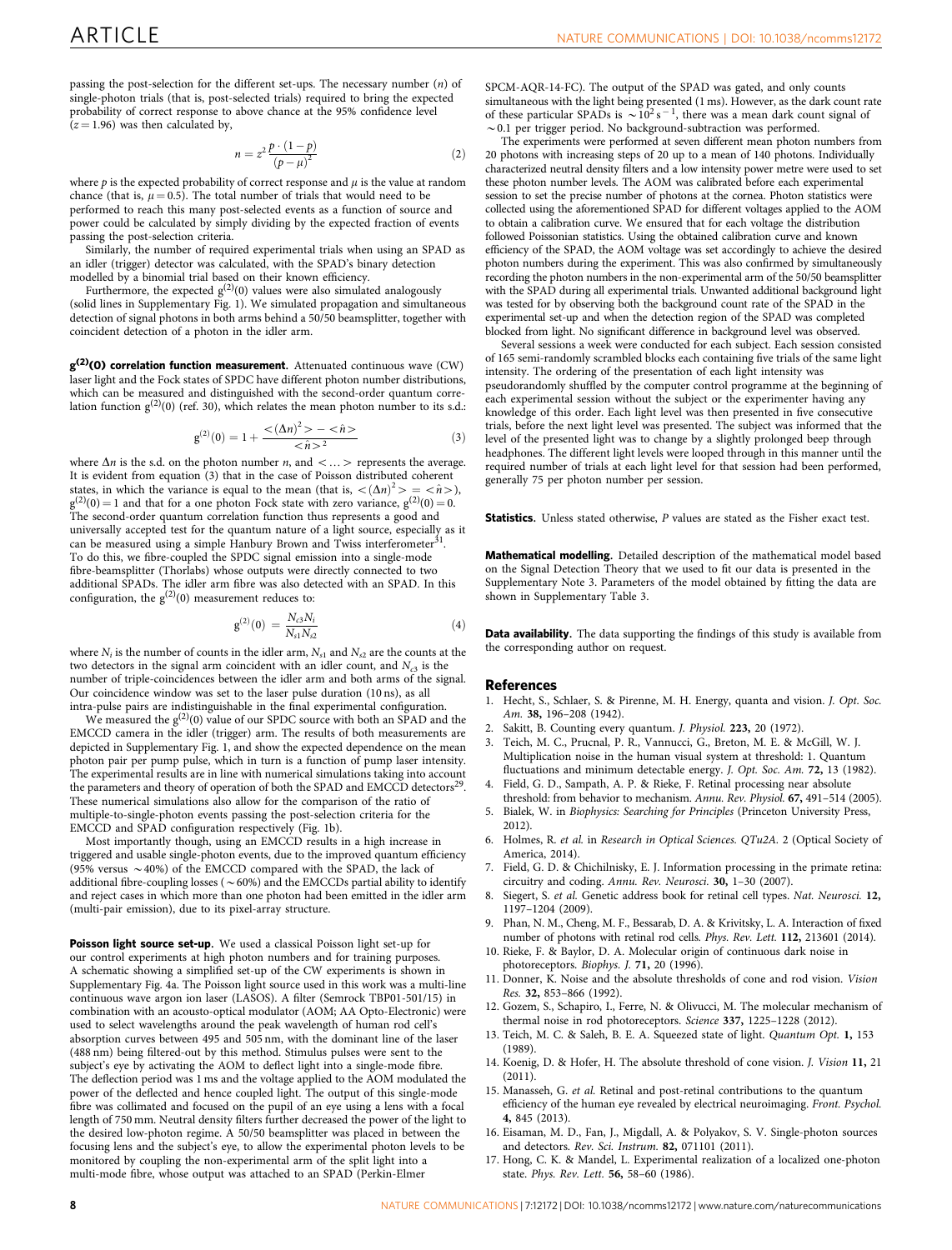passing the post-selection for the different set-ups. The necessary number ($n$) of single-photon trials (that is, post-selected trials) required to bring the expected probability of correct response to above chance at the 95% confidence level ($z = 1.96$) was then calculated by,

$$n = z^2 \frac{p \cdot (1-p)}{(p-\mu)^2} \tag{2}$$

where $p$ is the expected probability of correct response and $\mu$ is the value at random chance (that is, $\mu = 0.5$). The total number of trials that would need to be performed to reach this many post-selected events as a function of source and power could be calculated by simply dividing by the expected fraction of events passing the post-selection criteria.

Similarly, the number of required experimental trials when using an SPAD as an idler (trigger) detector was calculated, with the SPAD's binary detection modelled by a binomial trial based on their known efficiency.

Furthermore, the expected $g^{(2)}(0)$ values were also simulated analogously (solid lines in Supplementary Fig. 1). We simulated propagation and simultaneous detection of signal photons in both arms behind a 50/50 beamsplitter, together with coincident detection of a photon in the idler arm.

**$g^{(2)}(0)$ correlation function measurement.** Attenuated continuous wave (CW) laser light and the Fock states of SPDC have different photon number distributions, which can be measured and distinguished with the second-order quantum correlation function $g^{(2)}(0)$ (ref. 30), which relates the mean photon number to its s.d.:

$$g^{(2)}(0) = 1 + \frac{<(\Delta n)^2> - <\hat{n}>}{<\hat{n}>^2} \tag{3}$$

where $\Delta n$ is the s.d. on the photon number $n$, and $<\ldots>$ represents the average. It is evident from equation (3) that in the case of Poisson distributed coherent states, in which the variance is equal to the mean (that is, $<(\Delta n)^2> = <\hat{n}>$), $g^{(2)}(0) = 1$ and that for a one photon Fock state with zero variance, $g^{(2)}(0) = 0$. The second-order quantum correlation function thus represents a good and universally accepted test for the quantum nature of a light source, especially as it can be measured using a simple Hanbury Brown and Twiss interferometer[31]. To do this, we fibre-coupled the SPDC signal emission into a single-mode fibre-beamsplitter (Thorlabs) whose outputs were directly connected to two additional SPADs. The idler arm fibre was also detected with an SPAD. In this configuration, the $g^{(2)}(0)$ measurement reduces to:

$$g^{(2)}(0) = \frac{N_{c3} N_i}{N_{s1} N_{s2}} \tag{4}$$

where $N_i$ is the number of counts in the idler arm, $N_{s1}$ and $N_{s2}$ are the counts at the two detectors in the signal arm coincident with an idler count, and $N_{c3}$ is the number of triple-coincidences between the idler arm and both arms of the signal. Our coincidence window was set to the laser pulse duration (10 ns), as all intra-pulse pairs are indistinguishable in the final experimental configuration.

We measured the $g^{(2)}(0)$ value of our SPDC source with both an SPAD and the EMCCD camera in the idler (trigger) arm. The results of both measurements are depicted in Supplementary Fig. 1, and show the expected dependence on the mean photon pair per pump pulse, which in turn is a function of pump laser intensity. The experimental results are in line with numerical simulations taking into account the parameters and theory of operation of both the SPAD and EMCCD detectors[29]. These numerical simulations also allow for the comparison of the ratio of multiple-to-single-photon events passing the post-selection criteria for the EMCCD and SPAD configuration respectively (Fig. 1b).

Most importantly though, using an EMCCD results in a high increase in triggered and usable single-photon events, due to the improved quantum efficiency (95% versus ~40%) of the EMCCD compared with the SPAD, the lack of additional fibre-coupling losses (~60%) and the EMCCDs partial ability to identify and reject cases in which more than one photon had been emitted in the idler arm (multi-pair emission), due to its pixel-array structure.

**Poisson light source set-up.** We used a classical Poisson light set-up for our control experiments at high photon numbers and for training purposes. A schematic showing a simplified set-up of the CW experiments is shown in Supplementary Fig. 4a. The Poisson light source used in this work was a multi-line continuous wave argon ion laser (LASOS). A filter (Semrock TBP01-501/15) in combination with an acousto-optical modulator (AOM; AA Opto-Electronic) were used to select wavelengths around the peak wavelength of human rod cell's absorption curves between 495 and 505 nm, with the dominant line of the laser (488 nm) being filtered-out by this method. Stimulus pulses were sent to the subject's eye by activating the AOM to deflect light into a single-mode fibre. The deflection period was 1 ms and the voltage applied to the AOM modulated the power of the deflected and hence coupled light. The output of this single-mode fibre was collimated and focused on the pupil of an eye using a lens with a focal length of 750 mm. Neutral density filters further decreased the power of the light to the desired low-photon regime. A 50/50 beamsplitter was placed in between the focusing lens and the subject's eye, to allow the experimental photon levels to be monitored by coupling the non-experimental arm of the split light into a multi-mode fibre, whose output was attached to an SPAD (Perkin-Elmer SPCM-AQR-14-FC). The output of the SPAD was gated, and only counts simultaneous with the light being presented (1 ms). However, as the dark count rate of these particular SPADs is ~$10^2\,s^{-1}$, there was a mean dark count signal of ~0.1 per trigger period. No background-subtraction was performed.

The experiments were performed at seven different mean photon numbers from 20 photons with increasing steps of 20 up to a mean of 140 photons. Individually characterized neutral density filters and a low intensity power metre were used to set these photon number levels. The AOM was calibrated before each experimental session to set the precise number of photons at the cornea. Photon statistics were collected using the aforementioned SPAD for different voltages applied to the AOM to obtain a calibration curve. We ensured that for each voltage the distribution followed Poissonian statistics. Using the obtained calibration curve and known efficiency of the SPAD, the AOM voltage was set accordingly to achieve the desired photon numbers during the experiment. This was also confirmed by simultaneously recording the photon numbers in the non-experimental arm of the 50/50 beamsplitter with the SPAD during all experimental trials. Unwanted additional background light was tested for by observing both the background count rate of the SPAD in the experimental set-up and when the detection region of the SPAD was completed blocked from light. No significant difference in background level was observed.

Several sessions a week were conducted for each subject. Each session consisted of 165 semi-randomly scrambled blocks each containing five trials of the same light intensity. The ordering of the presentation of each light intensity was pseudorandomly shuffled by the computer control programme at the beginning of each experimental session without the subject or the experimenter having any knowledge of this order. Each light level was then presented in five consecutive trials, before the next light level was presented. The subject was informed that the level of the presented light was to change by a slightly prolonged beep through headphones. The different light levels were looped through in this manner until the required number of trials at each light level for that session had been performed, generally 75 per photon number per session.

**Statistics.** Unless stated otherwise, $P$ values are stated as the Fisher exact test.

**Mathematical modelling.** Detailed description of the mathematical model based on the Signal Detection Theory that we used to fit our data is presented in the Supplementary Note 3. Parameters of the model obtained by fitting the data are shown in Supplementary Table 3.

**Data availability.** The data supporting the findings of this study is available from the corresponding author on request.

## References

1. Hecht, S., Schlaer, S. & Pirenne, M. H. Energy, quanta and vision. *J. Opt. Soc. Am.* **38,** 196–208 (1942).
2. Sakitt, B. Counting every quantum. *J. Physiol.* **223,** 20 (1972).
3. Teich, M. C., Prucnal, P. R., Vannucci, G., Breton, M. E. & McGill, W. J. Multiplication noise in the human visual system at threshold: 1. Quantum fluctuations and minimum detectable energy. *J. Opt. Soc. Am.* **72,** 13 (1982).
4. Field, G. D., Sampath, A. P. & Rieke, F. Retinal processing near absolute threshold: from behavior to mechanism. *Annu. Rev. Physiol.* **67,** 491–514 (2005).
5. Bialek, W. in *Biophysics: Searching for Principles* (Princeton University Press, 2012).
6. Holmes, R. *et al.* in *Research in Optical Sciences. QTu2A.* 2 (Optical Society of America, 2014).
7. Field, G. D. & Chichilnisky, E. J. Information processing in the primate retina: circuitry and coding. *Annu. Rev. Neurosci.* **30,** 1–30 (2007).
8. Siegert, S. *et al.* Genetic address book for retinal cell types. *Nat. Neurosci.* **12,** 1197–1204 (2009).
9. Phan, N. M., Cheng, M. F., Bessarab, D. A. & Krivitsky, L. A. Interaction of fixed number of photons with retinal rod cells. *Phys. Rev. Lett.* **112,** 213601 (2014).
10. Rieke, F. & Baylor, D. A. Molecular origin of continuous dark noise in photoreceptors. *Biophys. J.* **71,** 20 (1996).
11. Donner, K. Noise and the absolute thresholds of cone and rod vision. *Vision Res.* **32,** 853–866 (1992).
12. Gozem, S., Schapiro, I., Ferre, N. & Olivucci, M. The molecular mechanism of thermal noise in rod photoreceptors. *Science* **337,** 1225–1228 (2012).
13. Teich, M. C. & Saleh, B. E. A. Squeezed state of light. *Quantum Opt.* **1,** 153 (1989).
14. Koenig, D. & Hofer, H. The absolute threshold of cone vision. *J. Vision* **11,** 21 (2011).
15. Manasseh, G. *et al.* Retinal and post-retinal contributions to the quantum efficiency of the human eye revealed by electrical neuroimaging. *Front. Psychol.* **4,** 845 (2013).
16. Eisaman, M. D., Fan, J., Migdall, A. & Polyakov, S. V. Single-photon sources and detectors. *Rev. Sci. Instrum.* **82,** 071101 (2011).
17. Hong, C. K. & Mandel, L. Experimental realization of a localized one-photon state. *Phys. Rev. Lett.* **56,** 58–60 (1986).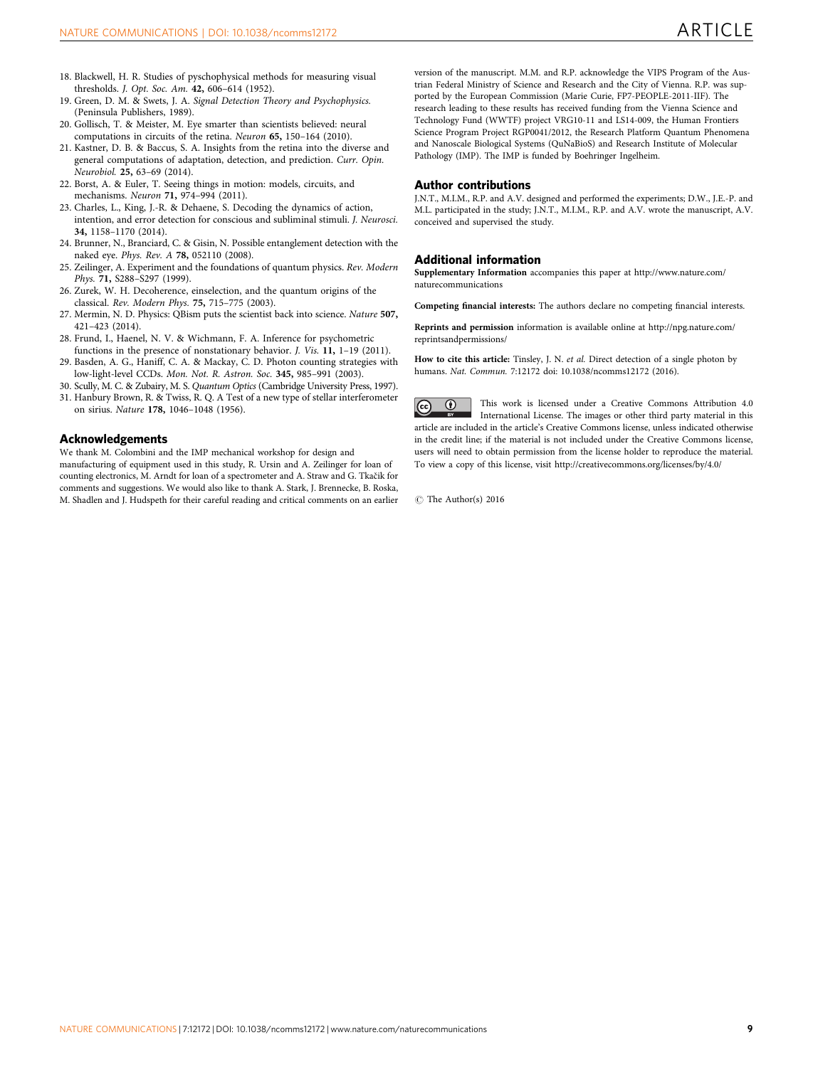18. Blackwell, H. R. Studies of pyschophysical methods for measuring visual thresholds. *J. Opt. Soc. Am.* **42,** 606–614 (1952).
19. Green, D. M. & Swets, J. A. *Signal Detection Theory and Psychophysics.* (Peninsula Publishers, 1989).
20. Gollisch, T. & Meister, M. Eye smarter than scientists believed: neural computations in circuits of the retina. *Neuron* **65,** 150–164 (2010).
21. Kastner, D. B. & Baccus, S. A. Insights from the retina into the diverse and general computations of adaptation, detection, and prediction. *Curr. Opin. Neurobiol.* **25,** 63–69 (2014).
22. Borst, A. & Euler, T. Seeing things in motion: models, circuits, and mechanisms. *Neuron* **71,** 974–994 (2011).
23. Charles, L., King, J.-R. & Dehaene, S. Decoding the dynamics of action, intention, and error detection for conscious and subliminal stimuli. *J. Neurosci.* **34,** 1158–1170 (2014).
24. Brunner, N., Branciard, C. & Gisin, N. Possible entanglement detection with the naked eye. *Phys. Rev. A* **78,** 052110 (2008).
25. Zeilinger, A. Experiment and the foundations of quantum physics. *Rev. Modern Phys.* **71,** S288–S297 (1999).
26. Zurek, W. H. Decoherence, einselection, and the quantum origins of the classical. *Rev. Modern Phys.* **75,** 715–775 (2003).
27. Mermin, N. D. Physics: QBism puts the scientist back into science. *Nature* **507,** 421–423 (2014).
28. Frund, I., Haenel, N. V. & Wichmann, F. A. Inference for psychometric functions in the presence of nonstationary behavior. *J. Vis.* **11,** 1–19 (2011).
29. Basden, A. G., Haniff, C. A. & Mackay, C. D. Photon counting strategies with low-light-level CCDs. *Mon. Not. R. Astron. Soc.* **345,** 985–991 (2003).
30. Scully, M. C. & Zubairy, M. S. *Quantum Optics* (Cambridge University Press, 1997).
31. Hanbury Brown, R. & Twiss, R. Q. A Test of a new type of stellar interferometer on sirius. *Nature* **178,** 1046–1048 (1956).

## Acknowledgements

We thank M. Colombini and the IMP mechanical workshop for design and manufacturing of equipment used in this study, R. Ursin and A. Zeilinger for loan of counting electronics, M. Arndt for loan of a spectrometer and A. Straw and G. Tkačik for comments and suggestions. We would also like to thank A. Stark, J. Brennecke, B. Roska, M. Shadlen and J. Hudspeth for their careful reading and critical comments on an earlier version of the manuscript. M.M. and R.P. acknowledge the VIPS Program of the Austrian Federal Ministry of Science and Research and the City of Vienna. R.P. was supported by the European Commission (Marie Curie, FP7-PEOPLE-2011-IIF). The research leading to these results has received funding from the Vienna Science and Technology Fund (WWTF) project VRG10-11 and LS14-009, the Human Frontiers Science Program Project RGP0041/2012, the Research Platform Quantum Phenomena and Nanoscale Biological Systems (QuNaBioS) and Research Institute of Molecular Pathology (IMP). The IMP is funded by Boehringer Ingelheim.

## Author contributions

J.N.T., M.I.M., R.P. and A.V. designed and performed the experiments; D.W., J.E.-P. and M.L. participated in the study; J.N.T., M.I.M., R.P. and A.V. wrote the manuscript, A.V. conceived and supervised the study.

## Additional information

**Supplementary Information** accompanies this paper at http://www.nature.com/naturecommunications

**Competing financial interests:** The authors declare no competing financial interests.

**Reprints and permission** information is available online at http://npg.nature.com/reprintsandpermissions/

**How to cite this article:** Tinsley, J. N. *et al.* Direct detection of a single photon by humans. *Nat. Commun.* 7:12172 doi: 10.1038/ncomms12172 (2016).

This work is licensed under a Creative Commons Attribution 4.0 International License. The images or other third party material in this article are included in the article's Creative Commons license, unless indicated otherwise in the credit line; if the material is not included under the Creative Commons license, users will need to obtain permission from the license holder to reproduce the material. To view a copy of this license, visit http://creativecommons.org/licenses/by/4.0/

© The Author(s) 2016